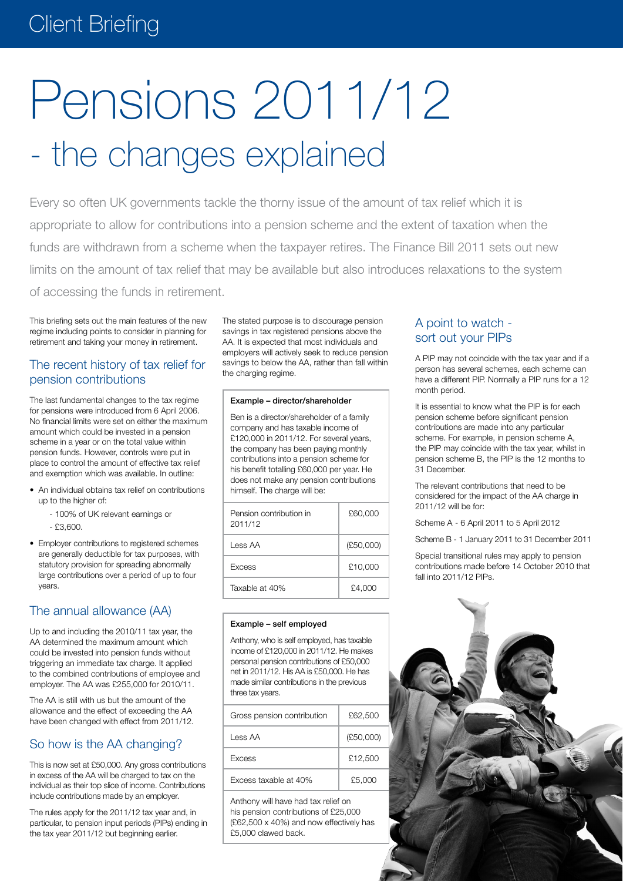# Client Briefing

# Pensions 2011/12 - the changes explained

Every so often UK governments tackle the thorny issue of the amount of tax relief which it is appropriate to allow for contributions into a pension scheme and the extent of taxation when the funds are withdrawn from a scheme when the taxpayer retires. The Finance Bill 2011 sets out new limits on the amount of tax relief that may be available but also introduces relaxations to the system of accessing the funds in retirement.

This briefing sets out the main features of the new regime including points to consider in planning for retirement and taking your money in retirement.

## The recent history of tax relief for pension contributions

The last fundamental changes to the tax regime for pensions were introduced from 6 April 2006. No financial limits were set on either the maximum amount which could be invested in a pension scheme in a year or on the total value within pension funds. However, controls were put in place to control the amount of effective tax relief and exemption which was available. In outline:

- An individual obtains tax relief on contributions up to the higher of:
  - 100% of UK relevant earnings or
  - £3,600.
- Employer contributions to registered schemes are generally deductible for tax purposes, with statutory provision for spreading abnormally large contributions over a period of up to four years.

## The annual allowance (AA)

Up to and including the 2010/11 tax year, the AA determined the maximum amount which could be invested into pension funds without triggering an immediate tax charge. It applied to the combined contributions of employee and employer. The AA was £255,000 for 2010/11.

The AA is still with us but the amount of the allowance and the effect of exceeding the AA have been changed with effect from 2011/12.

## So how is the AA changing?

This is now set at £50,000. Any gross contributions in excess of the AA will be charged to tax on the individual as their top slice of income. Contributions include contributions made by an employer.

The rules apply for the 2011/12 tax year and, in particular, to pension input periods (PIPs) ending in the tax year 2011/12 but beginning earlier.

The stated purpose is to discourage pension savings in tax registered pensions above the AA. It is expected that most individuals and employers will actively seek to reduce pension savings to below the AA, rather than fall within the charging regime.

**Example – director/shareholder**

Ben is a director/shareholder of a family company and has taxable income of £120,000 in 2011/12. For several years, the company has been paying monthly contributions into a pension scheme for his benefit totalling £60,000 per year. He does not make any pension contributions himself. The charge will be:

| | |
|---|---|
| Pension contribution in 2011/12 | £60,000 |
| Less AA | (£50,000) |
| Excess | £10,000 |
| Taxable at 40% | £4,000 |

**Example – self employed**

Anthony, who is self employed, has taxable income of £120,000 in 2011/12. He makes personal pension contributions of £50,000 net in 2011/12. His AA is £50,000. He has made similar contributions in the previous three tax years.

| | |
|---|---|
| Gross pension contribution | £62,500 |
| Less AA | (£50,000) |
| Excess | £12,500 |
| Excess taxable at 40% | £5,000 |

Anthony will have had tax relief on his pension contributions of £25,000 (£62,500 x 40%) and now effectively has £5,000 clawed back.

## A point to watch - sort out your PIPs

A PIP may not coincide with the tax year and if a person has several schemes, each scheme can have a different PIP. Normally a PIP runs for a 12 month period.

It is essential to know what the PIP is for each pension scheme before significant pension contributions are made into any particular scheme. For example, in pension scheme A, the PIP may coincide with the tax year, whilst in pension scheme B, the PIP is the 12 months to 31 December.

The relevant contributions that need to be considered for the impact of the AA charge in 2011/12 will be for:

Scheme A - 6 April 2011 to 5 April 2012

Scheme B - 1 January 2011 to 31 December 2011

Special transitional rules may apply to pension contributions made before 14 October 2010 that fall into 2011/12 PIPs.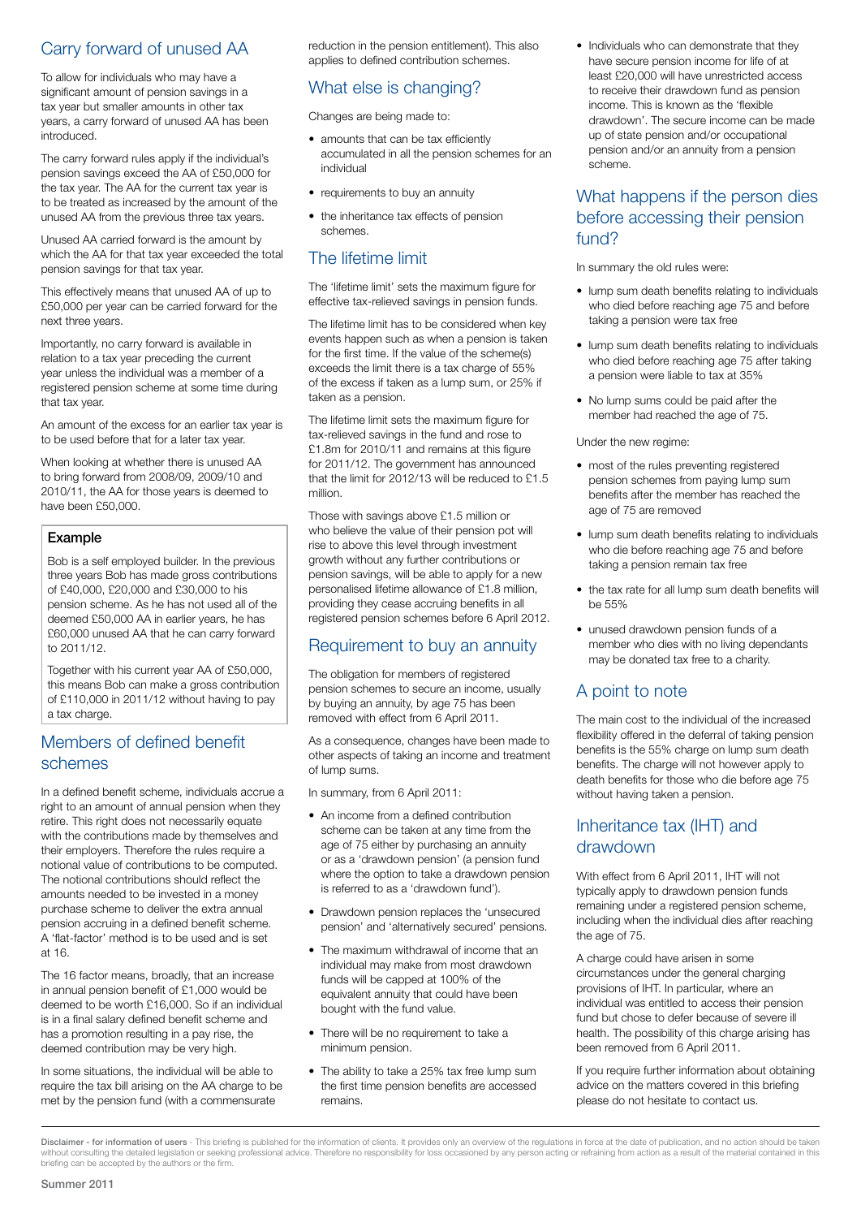## Carry forward of unused AA

To allow for individuals who may have a significant amount of pension savings in a tax year but smaller amounts in other tax years, a carry forward of unused AA has been introduced.

The carry forward rules apply if the individual's pension savings exceed the AA of £50,000 for the tax year. The AA for the current tax year is to be treated as increased by the amount of the unused AA from the previous three tax years.

Unused AA carried forward is the amount by which the AA for that tax year exceeded the total pension savings for that tax year.

This effectively means that unused AA of up to £50,000 per year can be carried forward for the next three years.

Importantly, no carry forward is available in relation to a tax year preceding the current year unless the individual was a member of a registered pension scheme at some time during that tax year.

An amount of the excess for an earlier tax year is to be used before that for a later tax year.

When looking at whether there is unused AA to bring forward from 2008/09, 2009/10 and 2010/11, the AA for those years is deemed to have been £50,000.

### Example

Bob is a self employed builder. In the previous three years Bob has made gross contributions of £40,000, £20,000 and £30,000 to his pension scheme. As he has not used all of the deemed £50,000 AA in earlier years, he has £60,000 unused AA that he can carry forward to 2011/12.

Together with his current year AA of £50,000, this means Bob can make a gross contribution of £110,000 in 2011/12 without having to pay a tax charge.

## Members of defined benefit schemes

In a defined benefit scheme, individuals accrue a right to an amount of annual pension when they retire. This right does not necessarily equate with the contributions made by themselves and their employers. Therefore the rules require a notional value of contributions to be computed. The notional contributions should reflect the amounts needed to be invested in a money purchase scheme to deliver the extra annual pension accruing in a defined benefit scheme. A 'flat-factor' method is to be used and is set at 16.

The 16 factor means, broadly, that an increase in annual pension benefit of £1,000 would be deemed to be worth £16,000. So if an individual is in a final salary defined benefit scheme and has a promotion resulting in a pay rise, the deemed contribution may be very high.

In some situations, the individual will be able to require the tax bill arising on the AA charge to be met by the pension fund (with a commensurate reduction in the pension entitlement). This also applies to defined contribution schemes.

## What else is changing?

Changes are being made to:

- amounts that can be tax efficiently accumulated in all the pension schemes for an individual
- requirements to buy an annuity
- the inheritance tax effects of pension schemes.

## The lifetime limit

The 'lifetime limit' sets the maximum figure for effective tax-relieved savings in pension funds.

The lifetime limit has to be considered when key events happen such as when a pension is taken for the first time. If the value of the scheme(s) exceeds the limit there is a tax charge of 55% of the excess if taken as a lump sum, or 25% if taken as a pension.

The lifetime limit sets the maximum figure for tax-relieved savings in the fund and rose to £1.8m for 2010/11 and remains at this figure for 2011/12. The government has announced that the limit for 2012/13 will be reduced to £1.5 million.

Those with savings above £1.5 million or who believe the value of their pension pot will rise to above this level through investment growth without any further contributions or pension savings, will be able to apply for a new personalised lifetime allowance of £1.8 million, providing they cease accruing benefits in all registered pension schemes before 6 April 2012.

## Requirement to buy an annuity

The obligation for members of registered pension schemes to secure an income, usually by buying an annuity, by age 75 has been removed with effect from 6 April 2011.

As a consequence, changes have been made to other aspects of taking an income and treatment of lump sums.

In summary, from 6 April 2011:

- An income from a defined contribution scheme can be taken at any time from the age of 75 either by purchasing an annuity or as a 'drawdown pension' (a pension fund where the option to take a drawdown pension is referred to as a 'drawdown fund').
- Drawdown pension replaces the 'unsecured pension' and 'alternatively secured' pensions.
- The maximum withdrawal of income that an individual may make from most drawdown funds will be capped at 100% of the equivalent annuity that could have been bought with the fund value.
- There will be no requirement to take a minimum pension.
- The ability to take a 25% tax free lump sum the first time pension benefits are accessed remains.
- Individuals who can demonstrate that they have secure pension income for life of at least £20,000 will have unrestricted access to receive their drawdown fund as pension income. This is known as the 'flexible drawdown'. The secure income can be made up of state pension and/or occupational pension and/or an annuity from a pension scheme.

## What happens if the person dies before accessing their pension fund?

In summary the old rules were:

- lump sum death benefits relating to individuals who died before reaching age 75 and before taking a pension were tax free
- lump sum death benefits relating to individuals who died before reaching age 75 after taking a pension were liable to tax at 35%
- No lump sums could be paid after the member had reached the age of 75.

Under the new regime:

- most of the rules preventing registered pension schemes from paying lump sum benefits after the member has reached the age of 75 are removed
- lump sum death benefits relating to individuals who die before reaching age 75 and before taking a pension remain tax free
- the tax rate for all lump sum death benefits will be 55%
- unused drawdown pension funds of a member who dies with no living dependants may be donated tax free to a charity.

## A point to note

The main cost to the individual of the increased flexibility offered in the deferral of taking pension benefits is the 55% charge on lump sum death benefits. The charge will not however apply to death benefits for those who die before age 75 without having taken a pension.

## Inheritance tax (IHT) and drawdown

With effect from 6 April 2011, IHT will not typically apply to drawdown pension funds remaining under a registered pension scheme, including when the individual dies after reaching the age of 75.

A charge could have arisen in some circumstances under the general charging provisions of IHT. In particular, where an individual was entitled to access their pension fund but chose to defer because of severe ill health. The possibility of this charge arising has been removed from 6 April 2011.

If you require further information about obtaining advice on the matters covered in this briefing please do not hesitate to contact us.

**Disclaimer - for information of users** - This briefing is published for the information of clients. It provides only an overview of the regulations in force at the date of publication, and no action should be taken without consulting the detailed legislation or seeking professional advice. Therefore no responsibility for loss occasioned by any person acting or refraining from action as a result of the material contained in this briefing can be accepted by the authors or the firm.

Summer 2011